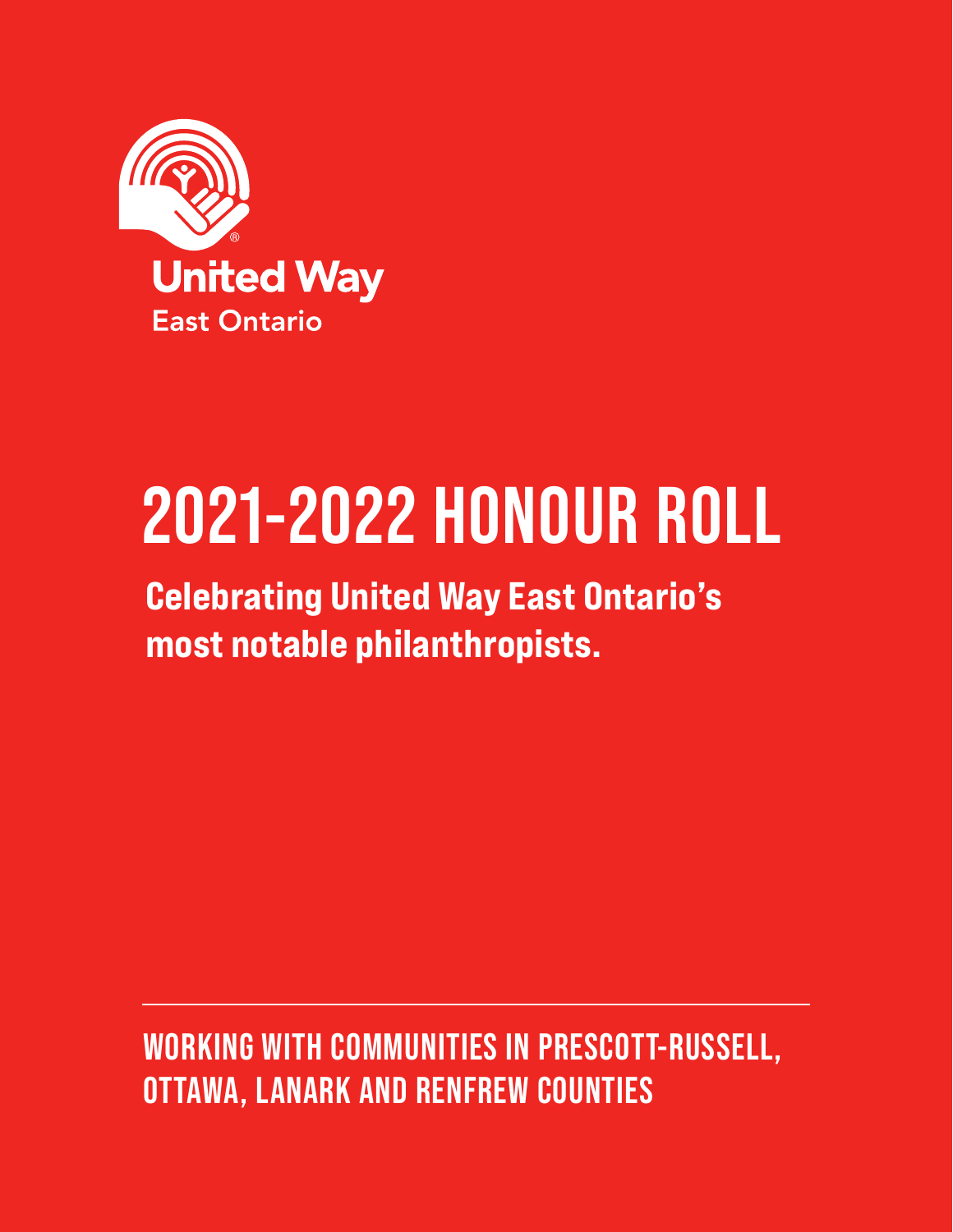United Way
East Ontario

# 2021-2022 HONOUR ROLL

**Celebrating United Way East Ontario's most notable philanthropists.**

## WORKING WITH COMMUNITIES IN PRESCOTT-RUSSELL, OTTAWA, LANARK AND RENFREW COUNTIES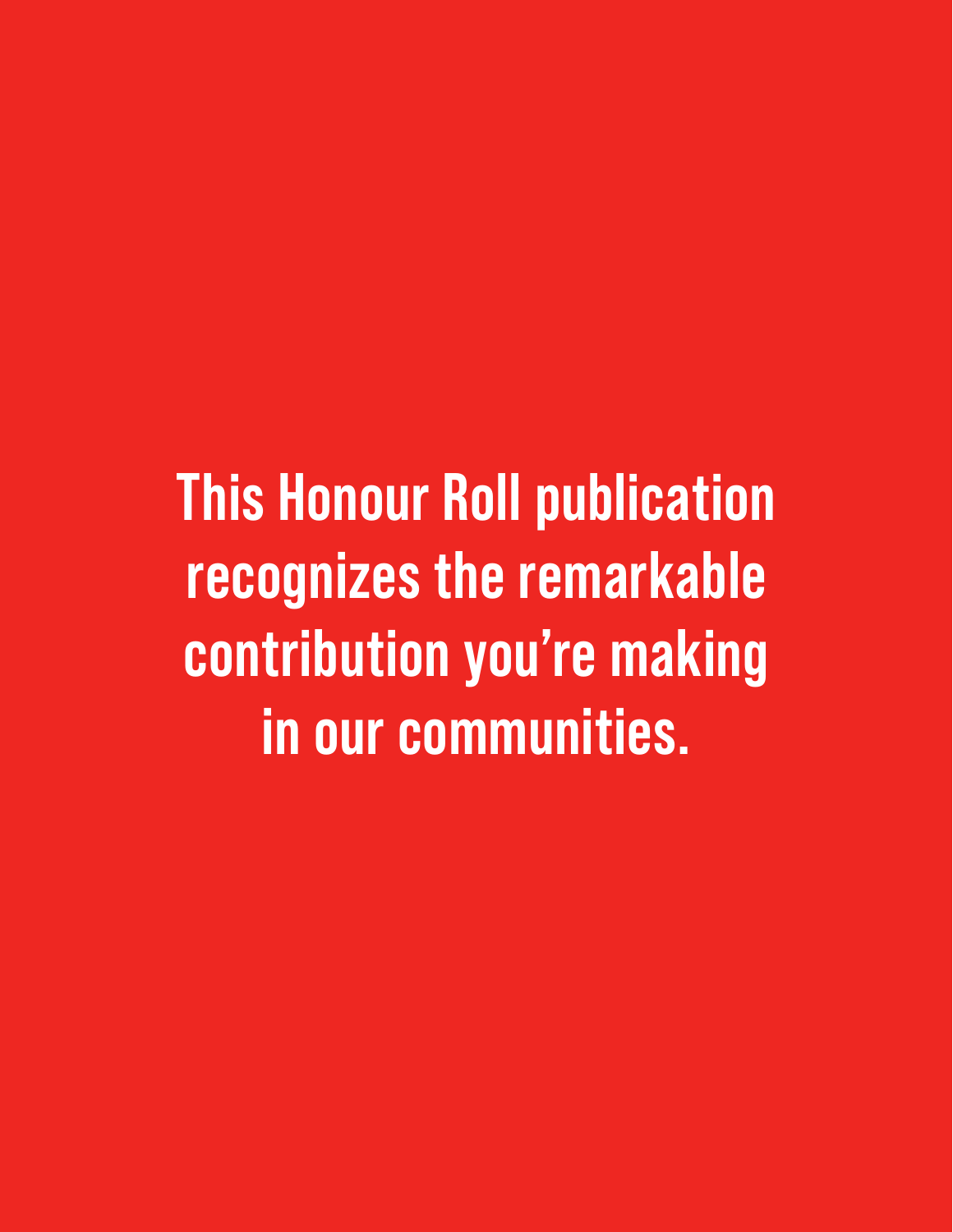**This Honour Roll publication recognizes the remarkable contribution you're making in our communities.**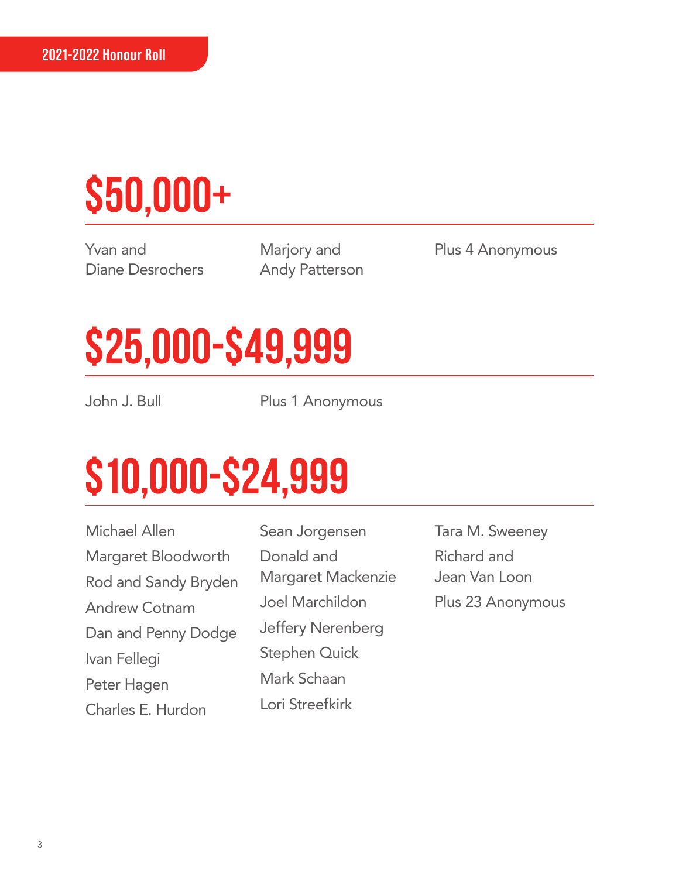2021-2022 Honour Roll

# $50,000+

Yvan and Diane Desrochers

Marjory and Andy Patterson

Plus 4 Anonymous

# $25,000-$49,999

John J. Bull

Plus 1 Anonymous

# $10,000-$24,999

Michael Allen

Margaret Bloodworth

Rod and Sandy Bryden

Andrew Cotnam

Dan and Penny Dodge

Ivan Fellegi

Peter Hagen

Charles E. Hurdon

Sean Jorgensen

Donald and Margaret Mackenzie

Joel Marchildon

Jeffery Nerenberg

Stephen Quick

Mark Schaan

Lori Streefkirk

Tara M. Sweeney

Richard and Jean Van Loon

Plus 23 Anonymous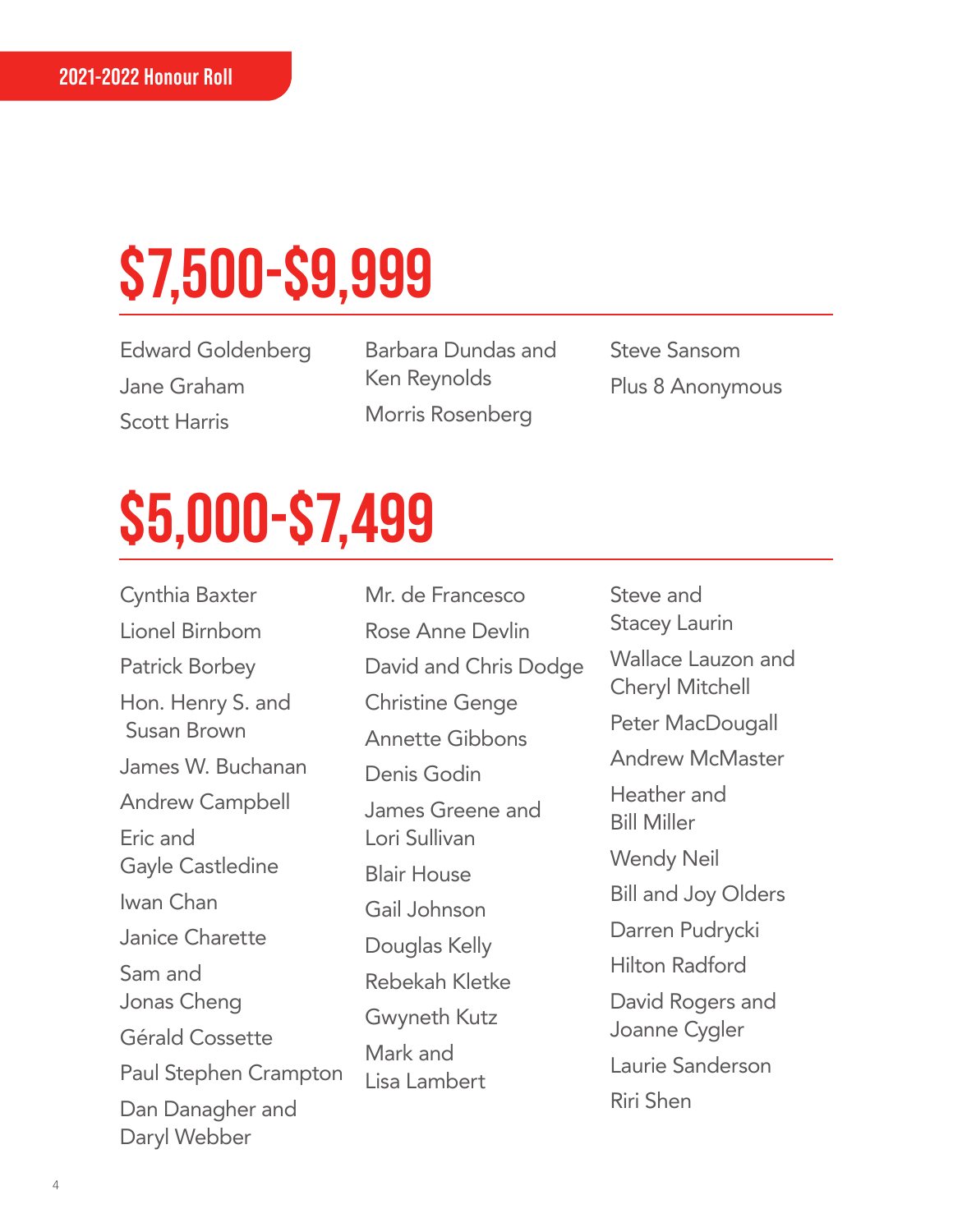2021-2022 Honour Roll

# $7,500-$9,999

Edward Goldenberg
Jane Graham
Scott Harris
Barbara Dundas and Ken Reynolds
Morris Rosenberg
Steve Sansom
Plus 8 Anonymous

# $5,000-$7,499

Cynthia Baxter
Lionel Birnbom
Patrick Borbey
Hon. Henry S. and Susan Brown
James W. Buchanan
Andrew Campbell
Eric and Gayle Castledine
Iwan Chan
Janice Charette
Sam and Jonas Cheng
Gérald Cossette
Paul Stephen Crampton
Dan Danagher and Daryl Webber
Mr. de Francesco
Rose Anne Devlin
David and Chris Dodge
Christine Genge
Annette Gibbons
Denis Godin
James Greene and Lori Sullivan
Blair House
Gail Johnson
Douglas Kelly
Rebekah Kletke
Gwyneth Kutz
Mark and Lisa Lambert
Steve and Stacey Laurin
Wallace Lauzon and Cheryl Mitchell
Peter MacDougall
Andrew McMaster
Heather and Bill Miller
Wendy Neil
Bill and Joy Olders
Darren Pudrycki
Hilton Radford
David Rogers and Joanne Cygler
Laurie Sanderson
Riri Shen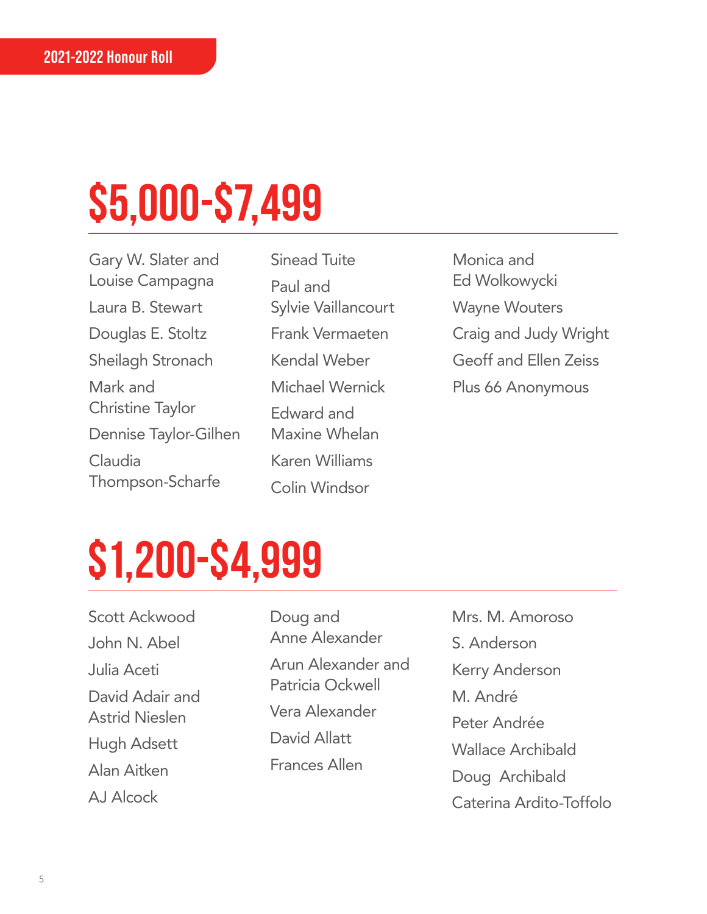2021-2022 Honour Roll

# $5,000-$7,499

Gary W. Slater and Louise Campagna

Laura B. Stewart

Douglas E. Stoltz

Sheilagh Stronach

Mark and Christine Taylor

Dennise Taylor-Gilhen

Claudia Thompson-Scharfe

Sinead Tuite

Paul and Sylvie Vaillancourt

Frank Vermaeten

Kendal Weber

Michael Wernick

Edward and Maxine Whelan

Karen Williams

Colin Windsor

Monica and Ed Wolkowycki

Wayne Wouters

Craig and Judy Wright

Geoff and Ellen Zeiss

Plus 66 Anonymous

# $1,200-$4,999

Scott Ackwood

John N. Abel

Julia Aceti

David Adair and Astrid Nieslen

Hugh Adsett

Alan Aitken

AJ Alcock

Doug and Anne Alexander

Arun Alexander and Patricia Ockwell

Vera Alexander

David Allatt

Frances Allen

Mrs. M. Amoroso

S. Anderson

Kerry Anderson

M. André

Peter Andrée

Wallace Archibald

Doug Archibald

Caterina Ardito-Toffolo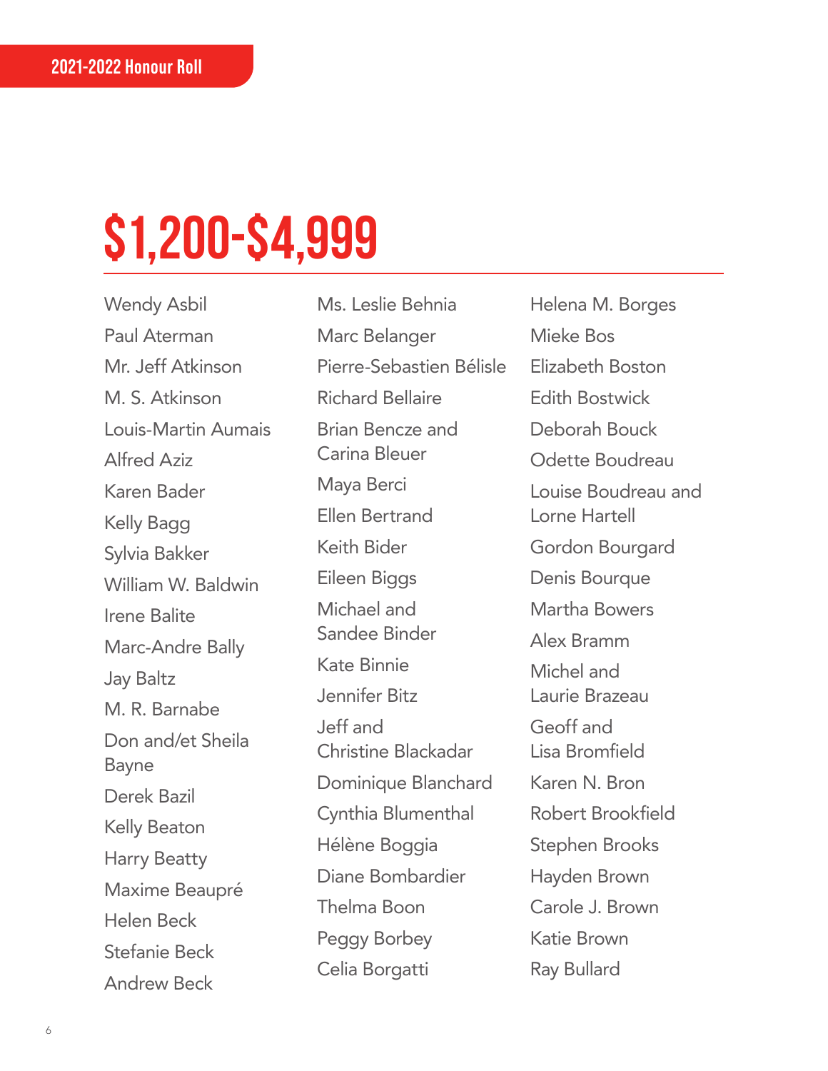2021-2022 Honour Roll

# $1,200-$4,999

Wendy Asbil
Paul Aterman
Mr. Jeff Atkinson
M. S. Atkinson
Louis-Martin Aumais
Alfred Aziz
Karen Bader
Kelly Bagg
Sylvia Bakker
William W. Baldwin
Irene Balite
Marc-Andre Bally
Jay Baltz
M. R. Barnabe
Don and/et Sheila Bayne
Derek Bazil
Kelly Beaton
Harry Beatty
Maxime Beaupré
Helen Beck
Stefanie Beck
Andrew Beck
Ms. Leslie Behnia
Marc Belanger
Pierre-Sebastien Bélisle
Richard Bellaire
Brian Bencze and Carina Bleuer
Maya Berci
Ellen Bertrand
Keith Bider
Eileen Biggs
Michael and Sandee Binder
Kate Binnie
Jennifer Bitz
Jeff and Christine Blackadar
Dominique Blanchard
Cynthia Blumenthal
Hélène Boggia
Diane Bombardier
Thelma Boon
Peggy Borbey
Celia Borgatti
Helena M. Borges
Mieke Bos
Elizabeth Boston
Edith Bostwick
Deborah Bouck
Odette Boudreau
Louise Boudreau and Lorne Hartell
Gordon Bourgard
Denis Bourque
Martha Bowers
Alex Bramm
Michel and Laurie Brazeau
Geoff and Lisa Bromfield
Karen N. Bron
Robert Brookfield
Stephen Brooks
Hayden Brown
Carole J. Brown
Katie Brown
Ray Bullard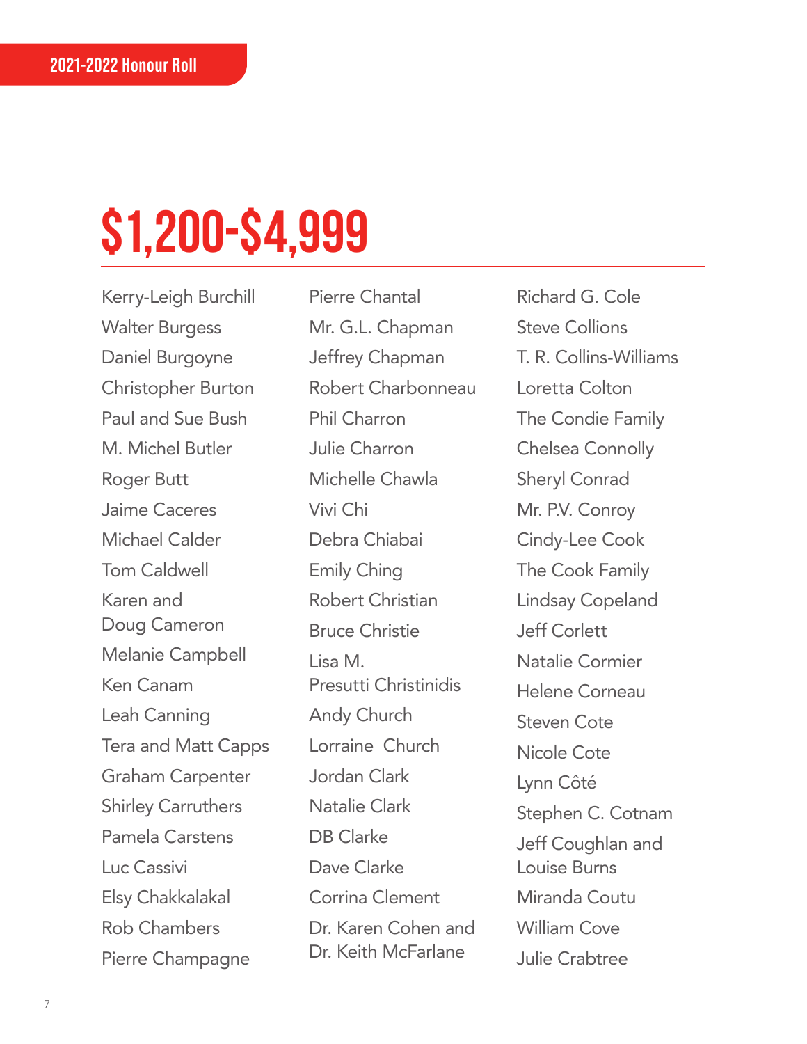2021-2022 Honour Roll

# $1,200-$4,999

Kerry-Leigh Burchill
Walter Burgess
Daniel Burgoyne
Christopher Burton
Paul and Sue Bush
M. Michel Butler
Roger Butt
Jaime Caceres
Michael Calder
Tom Caldwell
Karen and Doug Cameron
Melanie Campbell
Ken Canam
Leah Canning
Tera and Matt Capps
Graham Carpenter
Shirley Carruthers
Pamela Carstens
Luc Cassivi
Elsy Chakkalakal
Rob Chambers
Pierre Champagne
Pierre Chantal
Mr. G.L. Chapman
Jeffrey Chapman
Robert Charbonneau
Phil Charron
Julie Charron
Michelle Chawla
Vivi Chi
Debra Chiabai
Emily Ching
Robert Christian
Bruce Christie
Lisa M. Presutti Christinidis
Andy Church
Lorraine Church
Jordan Clark
Natalie Clark
DB Clarke
Dave Clarke
Corrina Clement
Dr. Karen Cohen and Dr. Keith McFarlane
Richard G. Cole
Steve Collions
T. R. Collins-Williams
Loretta Colton
The Condie Family
Chelsea Connolly
Sheryl Conrad
Mr. P.V. Conroy
Cindy-Lee Cook
The Cook Family
Lindsay Copeland
Jeff Corlett
Natalie Cormier
Helene Corneau
Steven Cote
Nicole Cote
Lynn Côté
Stephen C. Cotnam
Jeff Coughlan and Louise Burns
Miranda Coutu
William Cove
Julie Crabtree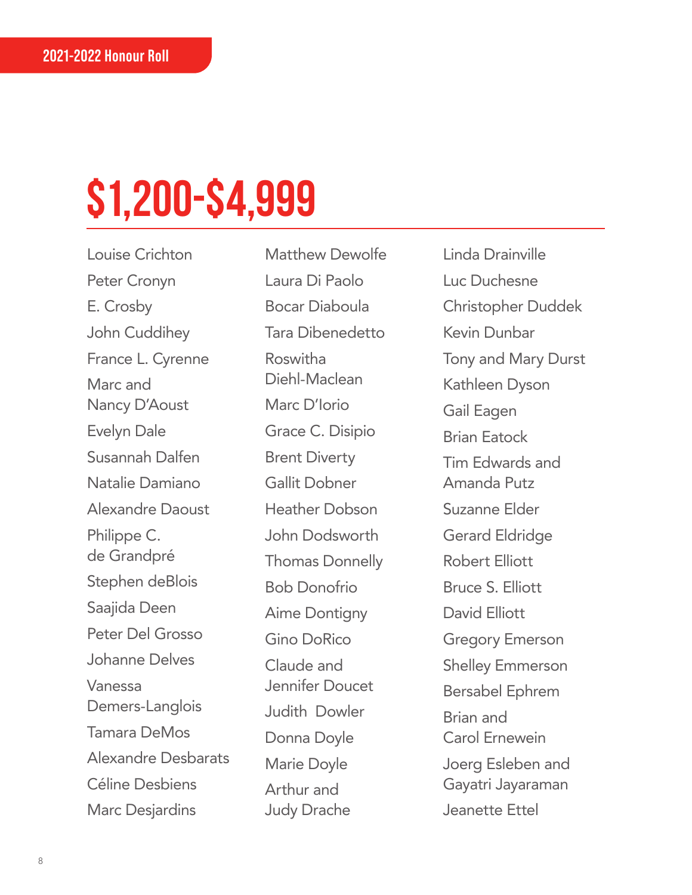2021-2022 Honour Roll

# $1,200-$4,999

Louise Crichton
Peter Cronyn
E. Crosby
John Cuddihey
France L. Cyrenne
Marc and Nancy D'Aoust
Evelyn Dale
Susannah Dalfen
Natalie Damiano
Alexandre Daoust
Philippe C. de Grandpré
Stephen deBlois
Saajida Deen
Peter Del Grosso
Johanne Delves
Vanessa Demers-Langlois
Tamara DeMos
Alexandre Desbarats
Céline Desbiens
Marc Desjardins
Matthew Dewolfe
Laura Di Paolo
Bocar Diaboula
Tara Dibenedetto
Roswitha Diehl-Maclean
Marc D'Iorio
Grace C. Disipio
Brent Diverty
Gallit Dobner
Heather Dobson
John Dodsworth
Thomas Donnelly
Bob Donofrio
Aime Dontigny
Gino DoRico
Claude and Jennifer Doucet
Judith Dowler
Donna Doyle
Marie Doyle
Arthur and Judy Drache
Linda Drainville
Luc Duchesne
Christopher Duddek
Kevin Dunbar
Tony and Mary Durst
Kathleen Dyson
Gail Eagen
Brian Eatock
Tim Edwards and Amanda Putz
Suzanne Elder
Gerard Eldridge
Robert Elliott
Bruce S. Elliott
David Elliott
Gregory Emerson
Shelley Emmerson
Bersabel Ephrem
Brian and Carol Ernewein
Joerg Esleben and Gayatri Jayaraman
Jeanette Ettel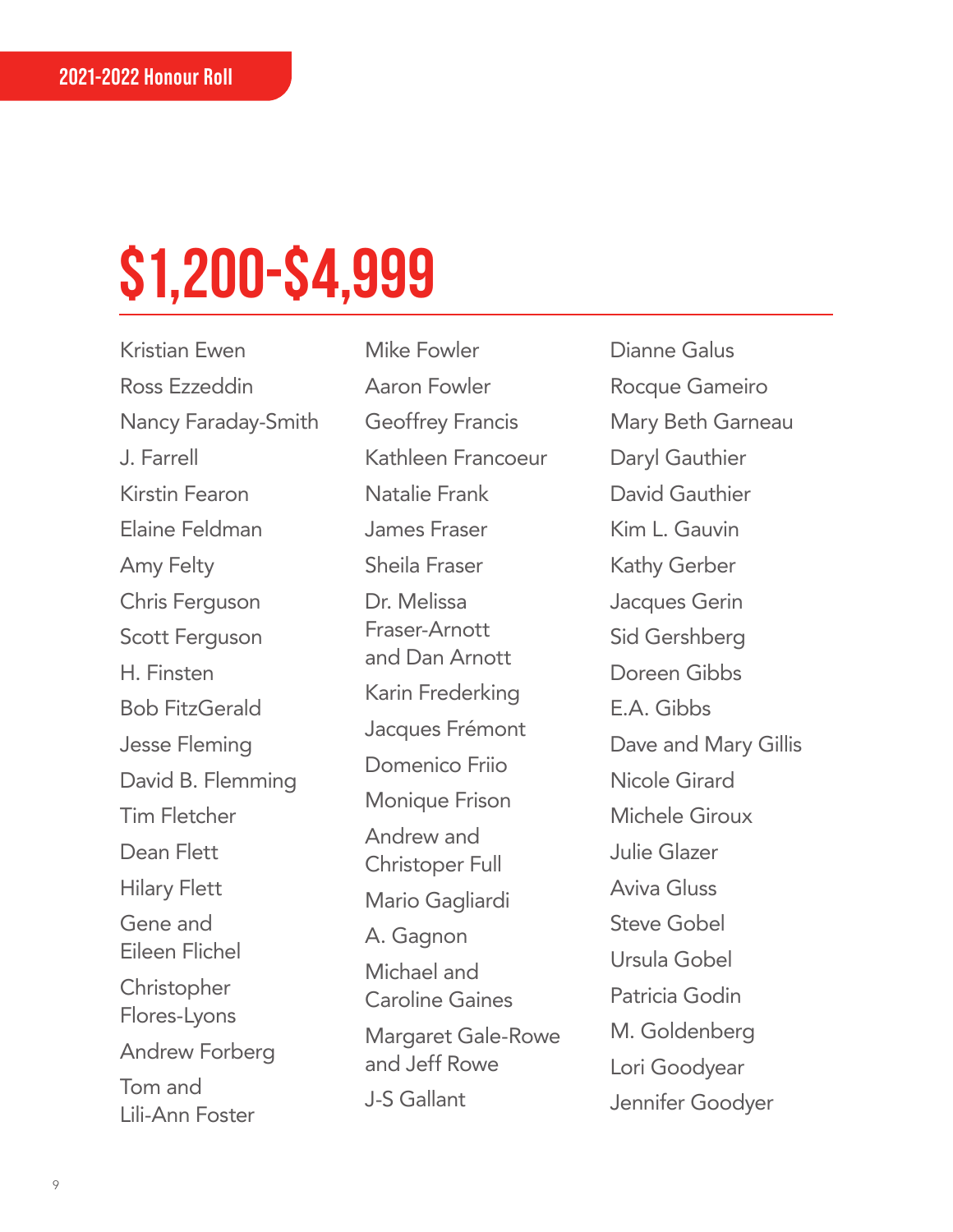# $1,200-$4,999

Kristian Ewen
Ross Ezzeddin
Nancy Faraday-Smith
J. Farrell
Kirstin Fearon
Elaine Feldman
Amy Felty
Chris Ferguson
Scott Ferguson
H. Finsten
Bob FitzGerald
Jesse Fleming
David B. Flemming
Tim Fletcher
Dean Flett
Hilary Flett
Gene and Eileen Flichel
Christopher Flores-Lyons
Andrew Forberg
Tom and Lili-Ann Foster
Mike Fowler
Aaron Fowler
Geoffrey Francis
Kathleen Francoeur
Natalie Frank
James Fraser
Sheila Fraser
Dr. Melissa Fraser-Arnott and Dan Arnott
Karin Frederking
Jacques Frémont
Domenico Friio
Monique Frison
Andrew and Christoper Full
Mario Gagliardi
A. Gagnon
Michael and Caroline Gaines
Margaret Gale-Rowe and Jeff Rowe
J-S Gallant
Dianne Galus
Rocque Gameiro
Mary Beth Garneau
Daryl Gauthier
David Gauthier
Kim L. Gauvin
Kathy Gerber
Jacques Gerin
Sid Gershberg
Doreen Gibbs
E.A. Gibbs
Dave and Mary Gillis
Nicole Girard
Michele Giroux
Julie Glazer
Aviva Gluss
Steve Gobel
Ursula Gobel
Patricia Godin
M. Goldenberg
Lori Goodyear
Jennifer Goodyer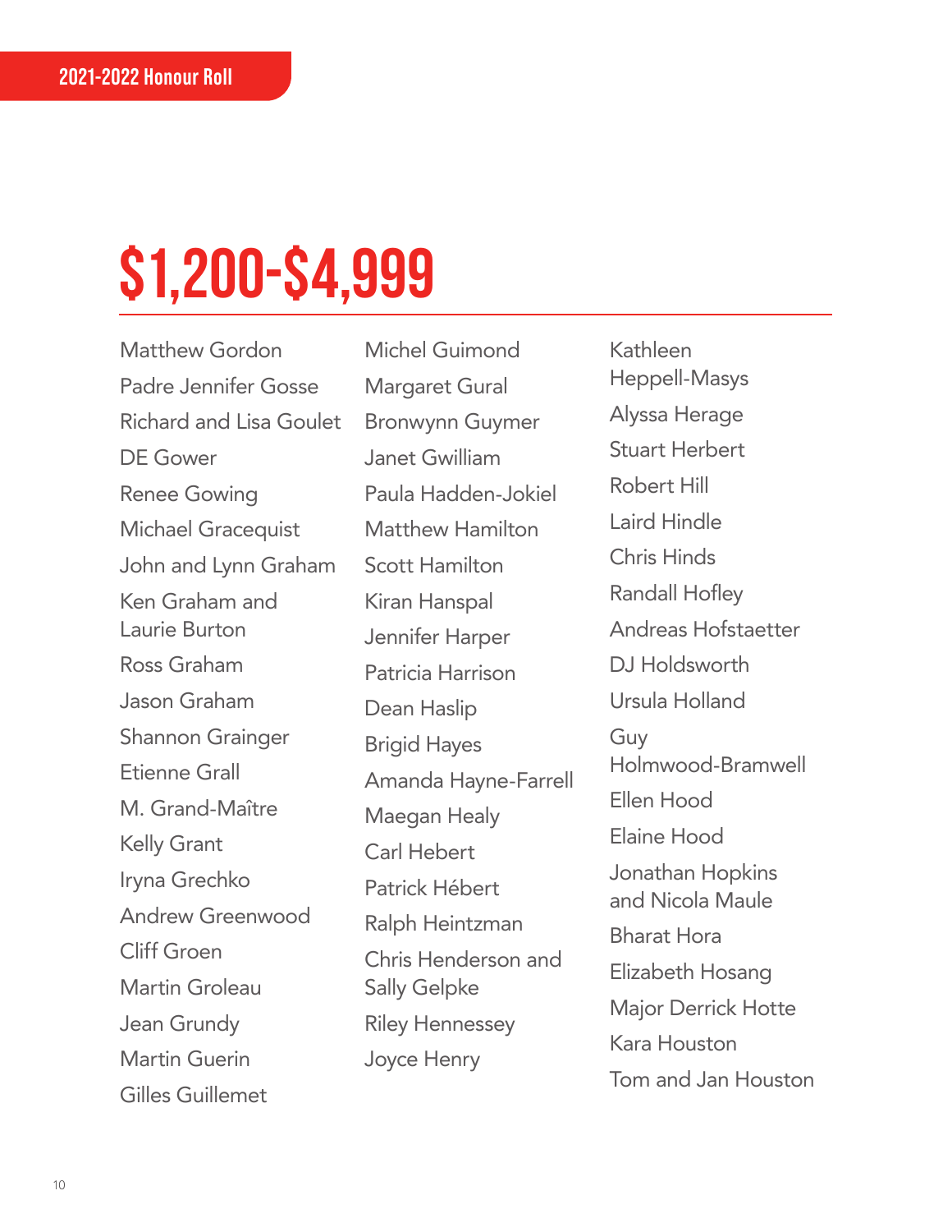## 2021-2022 Honour Roll

# $1,200-$4,999

Matthew Gordon
Padre Jennifer Gosse
Richard and Lisa Goulet
DE Gower
Renee Gowing
Michael Gracequist
John and Lynn Graham
Ken Graham and Laurie Burton
Ross Graham
Jason Graham
Shannon Grainger
Etienne Grall
M. Grand-Maître
Kelly Grant
Iryna Grechko
Andrew Greenwood
Cliff Groen
Martin Groleau
Jean Grundy
Martin Guerin
Gilles Guillemet
Michel Guimond
Margaret Gural
Bronwynn Guymer
Janet Gwilliam
Paula Hadden-Jokiel
Matthew Hamilton
Scott Hamilton
Kiran Hanspal
Jennifer Harper
Patricia Harrison
Dean Haslip
Brigid Hayes
Amanda Hayne-Farrell
Maegan Healy
Carl Hebert
Patrick Hébert
Ralph Heintzman
Chris Henderson and Sally Gelpke
Riley Hennessey
Joyce Henry
Kathleen Heppell-Masys
Alyssa Herage
Stuart Herbert
Robert Hill
Laird Hindle
Chris Hinds
Randall Hofley
Andreas Hofstaetter
DJ Holdsworth
Ursula Holland
Guy Holmwood-Bramwell
Ellen Hood
Elaine Hood
Jonathan Hopkins and Nicola Maule
Bharat Hora
Elizabeth Hosang
Major Derrick Hotte
Kara Houston
Tom and Jan Houston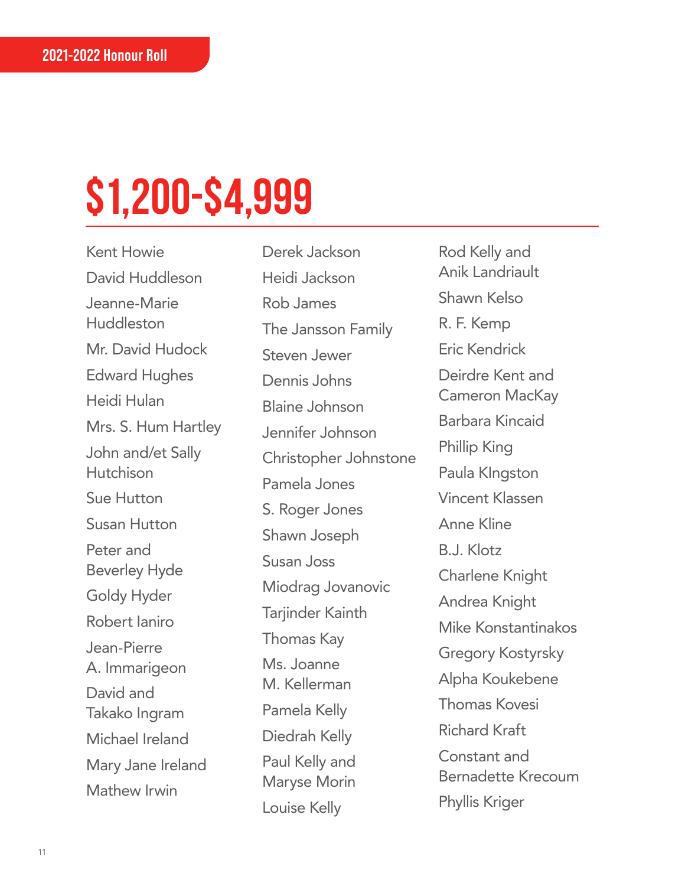2021-2022 Honour Roll

# $1,200-$4,999

Kent Howie

David Huddleson

Jeanne-Marie Huddleston

Mr. David Hudock

Edward Hughes

Heidi Hulan

Mrs. S. Hum Hartley

John and/et Sally Hutchison

Sue Hutton

Susan Hutton

Peter and Beverley Hyde

Goldy Hyder

Robert Ianiro

Jean-Pierre A. Immarigeon

David and Takako Ingram

Michael Ireland

Mary Jane Ireland

Mathew Irwin

Derek Jackson

Heidi Jackson

Rob James

The Jansson Family

Steven Jewer

Dennis Johns

Blaine Johnson

Jennifer Johnson

Christopher Johnstone

Pamela Jones

S. Roger Jones

Shawn Joseph

Susan Joss

Miodrag Jovanovic

Tarjinder Kainth

Thomas Kay

Ms. Joanne M. Kellerman

Pamela Kelly

Diedrah Kelly

Paul Kelly and Maryse Morin

Louise Kelly

Rod Kelly and Anik Landriault

Shawn Kelso

R. F. Kemp

Eric Kendrick

Deirdre Kent and Cameron MacKay

Barbara Kincaid

Phillip King

Paula KIngston

Vincent Klassen

Anne Kline

B.J. Klotz

Charlene Knight

Andrea Knight

Mike Konstantinakos

Gregory Kostyrsky

Alpha Koukebene

Thomas Kovesi

Richard Kraft

Constant and Bernadette Krecoum

Phyllis Kriger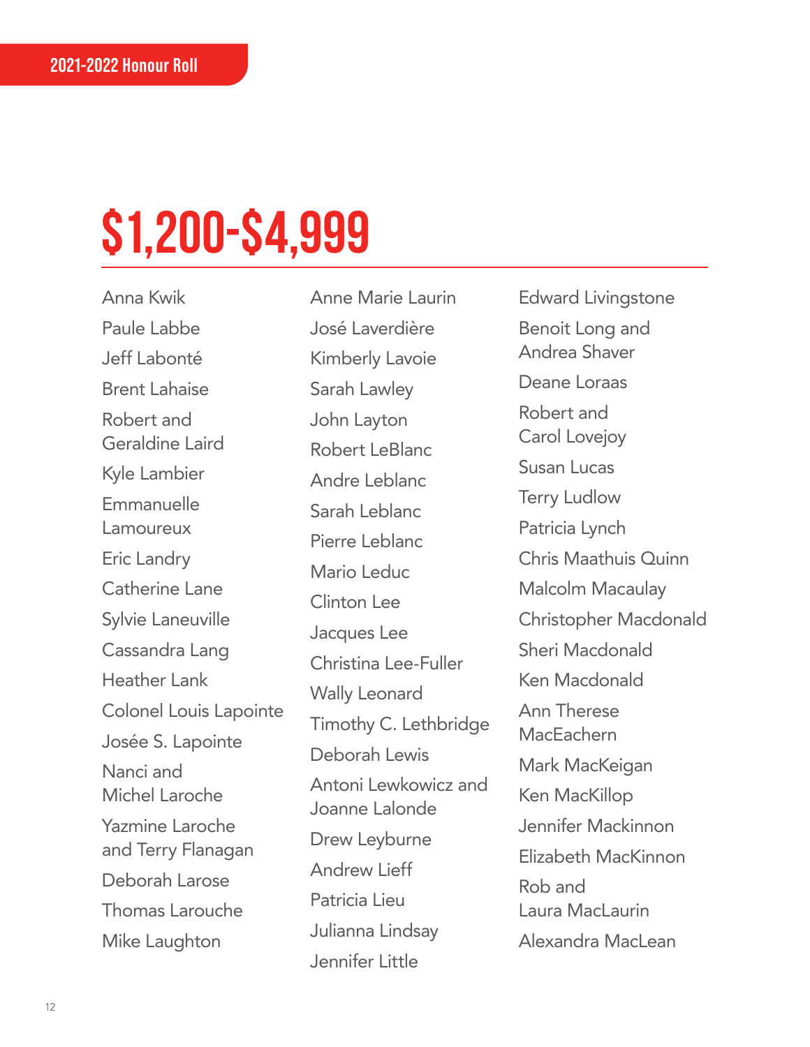2021-2022 Honour Roll

# $1,200-$4,999

Anna Kwik
Paule Labbe
Jeff Labonté
Brent Lahaise
Robert and Geraldine Laird
Kyle Lambier
Emmanuelle Lamoureux
Eric Landry
Catherine Lane
Sylvie Laneuville
Cassandra Lang
Heather Lank
Colonel Louis Lapointe
Josée S. Lapointe
Nanci and Michel Laroche
Yazmine Laroche and Terry Flanagan
Deborah Larose
Thomas Larouche
Mike Laughton
Anne Marie Laurin
José Laverdière
Kimberly Lavoie
Sarah Lawley
John Layton
Robert LeBlanc
Andre Leblanc
Sarah Leblanc
Pierre Leblanc
Mario Leduc
Clinton Lee
Jacques Lee
Christina Lee-Fuller
Wally Leonard
Timothy C. Lethbridge
Deborah Lewis
Antoni Lewkowicz and Joanne Lalonde
Drew Leyburne
Andrew Lieff
Patricia Lieu
Julianna Lindsay
Jennifer Little
Edward Livingstone
Benoit Long and Andrea Shaver
Deane Loraas
Robert and Carol Lovejoy
Susan Lucas
Terry Ludlow
Patricia Lynch
Chris Maathuis Quinn
Malcolm Macaulay
Christopher Macdonald
Sheri Macdonald
Ken Macdonald
Ann Therese MacEachern
Mark MacKeigan
Ken MacKillop
Jennifer Mackinnon
Elizabeth MacKinnon
Rob and Laura MacLaurin
Alexandra MacLean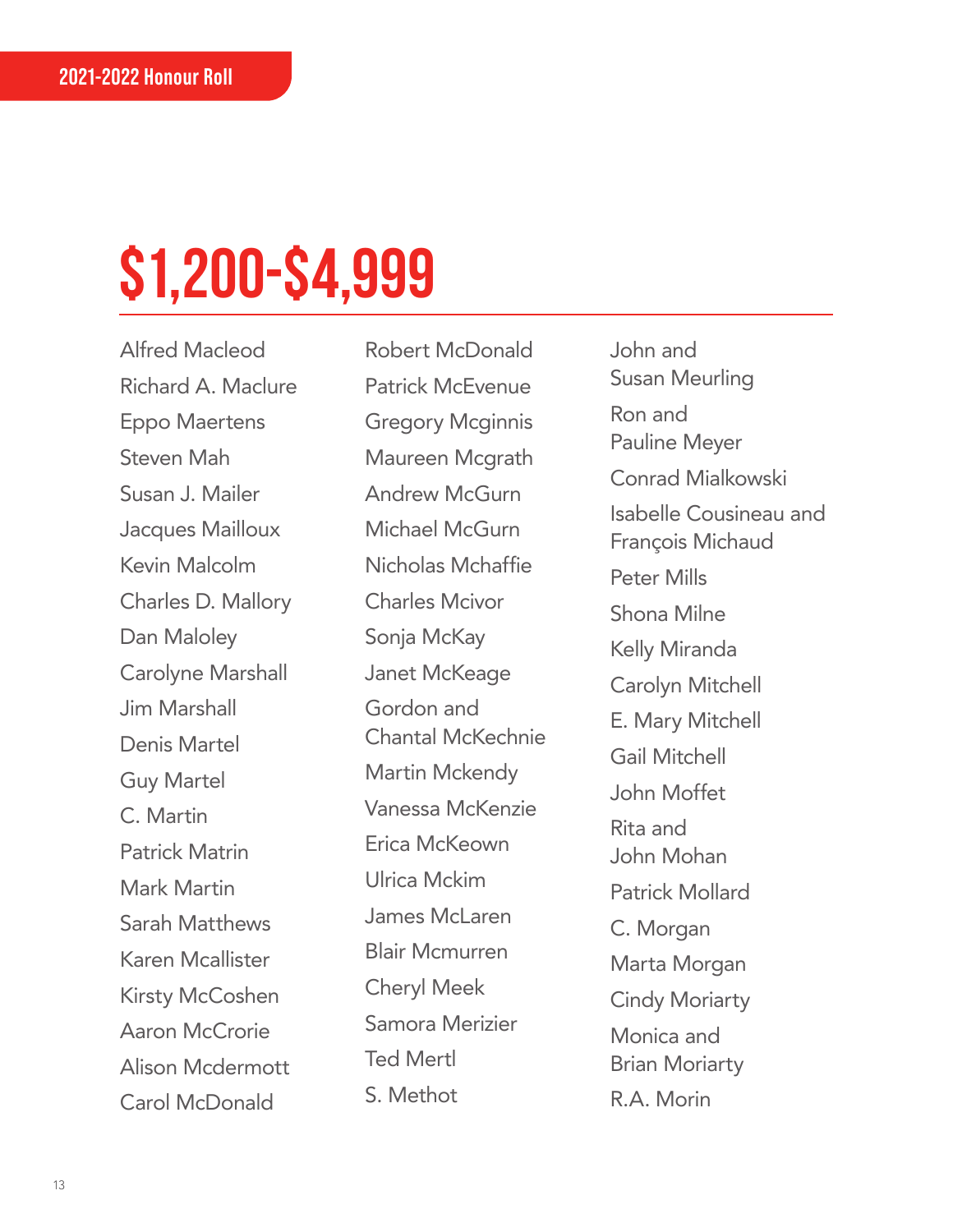2021-2022 Honour Roll

# $1,200-$4,999

Alfred Macleod
Richard A. Maclure
Eppo Maertens
Steven Mah
Susan J. Mailer
Jacques Mailloux
Kevin Malcolm
Charles D. Mallory
Dan Maloley
Carolyne Marshall
Jim Marshall
Denis Martel
Guy Martel
C. Martin
Patrick Matrin
Mark Martin
Sarah Matthews
Karen Mcallister
Kirsty McCoshen
Aaron McCrorie
Alison Mcdermott
Carol McDonald
Robert McDonald
Patrick McEvenue
Gregory Mcginnis
Maureen Mcgrath
Andrew McGurn
Michael McGurn
Nicholas Mchaffie
Charles Mcivor
Sonja McKay
Janet McKeage
Gordon and Chantal McKechnie
Martin Mckendy
Vanessa McKenzie
Erica McKeown
Ulrica Mckim
James McLaren
Blair Mcmurren
Cheryl Meek
Samora Merizier
Ted Mertl
S. Methot
John and Susan Meurling
Ron and Pauline Meyer
Conrad Mialkowski
Isabelle Cousineau and François Michaud
Peter Mills
Shona Milne
Kelly Miranda
Carolyn Mitchell
E. Mary Mitchell
Gail Mitchell
John Moffet
Rita and John Mohan
Patrick Mollard
C. Morgan
Marta Morgan
Cindy Moriarty
Monica and Brian Moriarty
R.A. Morin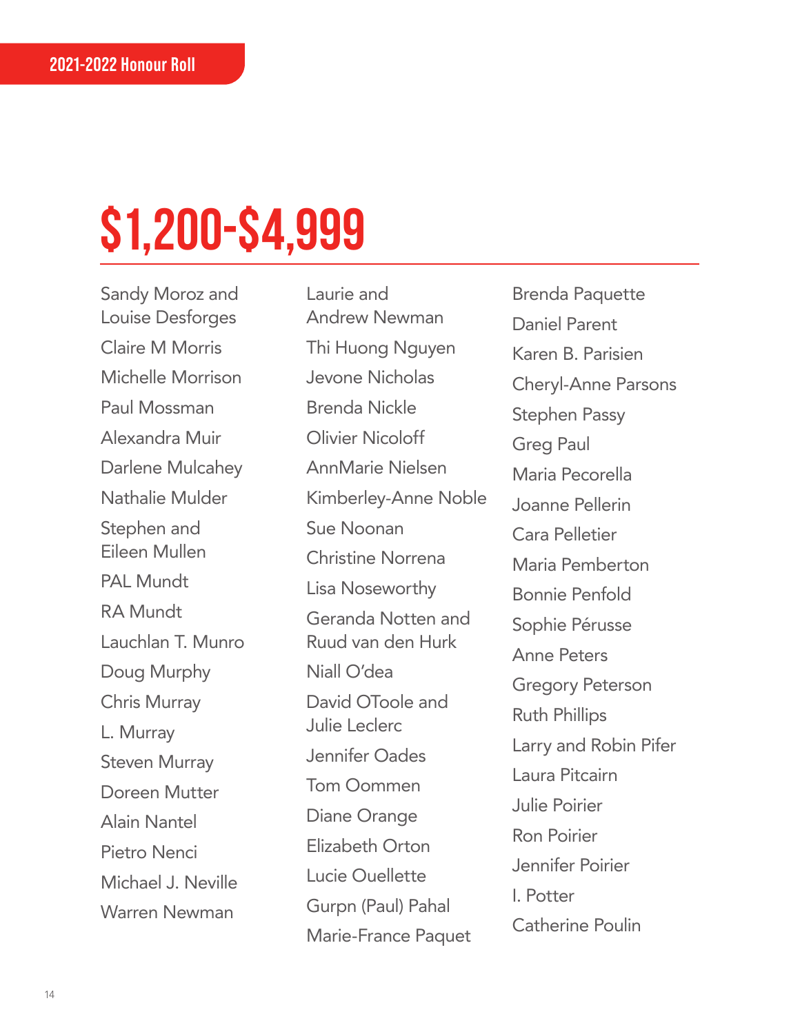2021-2022 Honour Roll

# $1,200-$4,999

Sandy Moroz and Louise Desforges

Claire M Morris

Michelle Morrison

Paul Mossman

Alexandra Muir

Darlene Mulcahey

Nathalie Mulder

Stephen and Eileen Mullen

PAL Mundt

RA Mundt

Lauchlan T. Munro

Doug Murphy

Chris Murray

L. Murray

Steven Murray

Doreen Mutter

Alain Nantel

Pietro Nenci

Michael J. Neville

Warren Newman

Laurie and Andrew Newman

Thi Huong Nguyen

Jevone Nicholas

Brenda Nickle

Olivier Nicoloff

AnnMarie Nielsen

Kimberley-Anne Noble

Sue Noonan

Christine Norrena

Lisa Noseworthy

Geranda Notten and Ruud van den Hurk

Niall O'dea

David OToole and Julie Leclerc

Jennifer Oades

Tom Oommen

Diane Orange

Elizabeth Orton

Lucie Ouellette

Gurpn (Paul) Pahal

Marie-France Paquet

Brenda Paquette

Daniel Parent

Karen B. Parisien

Cheryl-Anne Parsons

Stephen Passy

Greg Paul

Maria Pecorella

Joanne Pellerin

Cara Pelletier

Maria Pemberton

Bonnie Penfold

Sophie Pérusse

Anne Peters

Gregory Peterson

Ruth Phillips

Larry and Robin Pifer

Laura Pitcairn

Julie Poirier

Ron Poirier

Jennifer Poirier

I. Potter

Catherine Poulin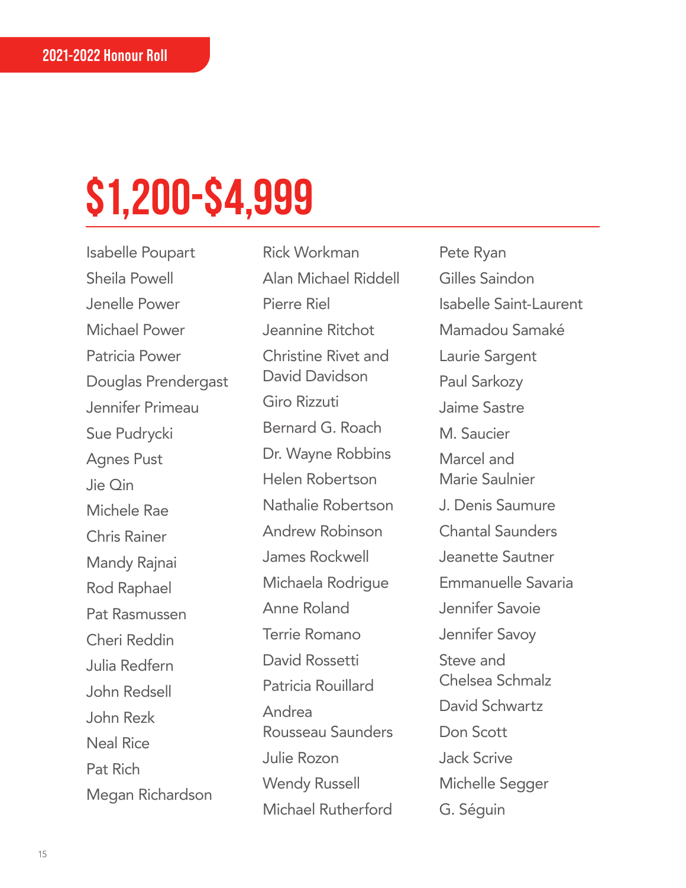2021-2022 Honour Roll

# $1,200-$4,999

Isabelle Poupart
Sheila Powell
Jenelle Power
Michael Power
Patricia Power
Douglas Prendergast
Jennifer Primeau
Sue Pudrycki
Agnes Pust
Jie Qin
Michele Rae
Chris Rainer
Mandy Rajnai
Rod Raphael
Pat Rasmussen
Cheri Reddin
Julia Redfern
John Redsell
John Rezk
Neal Rice
Pat Rich
Megan Richardson
Rick Workman
Alan Michael Riddell
Pierre Riel
Jeannine Ritchot
Christine Rivet and David Davidson
Giro Rizzuti
Bernard G. Roach
Dr. Wayne Robbins
Helen Robertson
Nathalie Robertson
Andrew Robinson
James Rockwell
Michaela Rodrigue
Anne Roland
Terrie Romano
David Rossetti
Patricia Rouillard
Andrea Rousseau Saunders
Julie Rozon
Wendy Russell
Michael Rutherford
Pete Ryan
Gilles Saindon
Isabelle Saint-Laurent
Mamadou Samaké
Laurie Sargent
Paul Sarkozy
Jaime Sastre
M. Saucier
Marcel and Marie Saulnier
J. Denis Saumure
Chantal Saunders
Jeanette Sautner
Emmanuelle Savaria
Jennifer Savoie
Jennifer Savoy
Steve and Chelsea Schmalz
David Schwartz
Don Scott
Jack Scrive
Michelle Segger
G. Séguin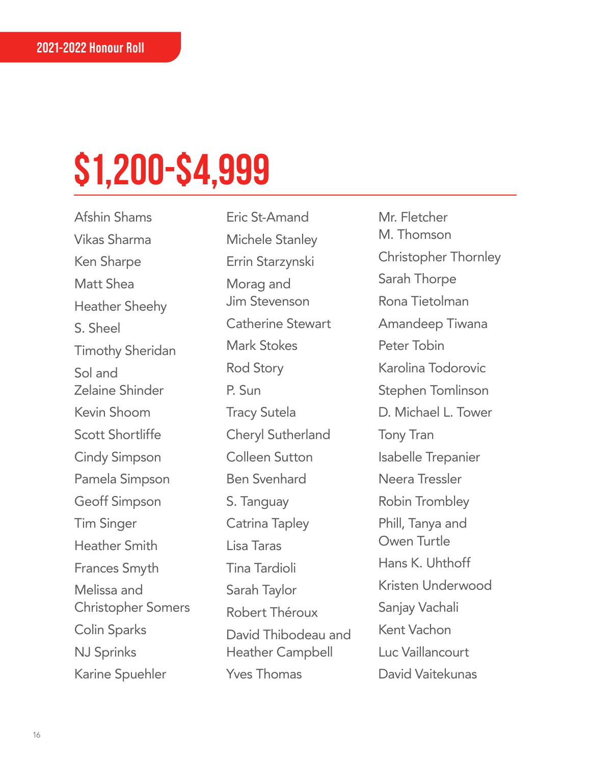2021-2022 Honour Roll

# $1,200-$4,999

Afshin Shams
Vikas Sharma
Ken Sharpe
Matt Shea
Heather Sheehy
S. Sheel
Timothy Sheridan
Sol and Zelaine Shinder
Kevin Shoom
Scott Shortliffe
Cindy Simpson
Pamela Simpson
Geoff Simpson
Tim Singer
Heather Smith
Frances Smyth
Melissa and Christopher Somers
Colin Sparks
NJ Sprinks
Karine Spuehler
Eric St-Amand
Michele Stanley
Errin Starzynski
Morag and Jim Stevenson
Catherine Stewart
Mark Stokes
Rod Story
P. Sun
Tracy Sutela
Cheryl Sutherland
Colleen Sutton
Ben Svenhard
S. Tanguay
Catrina Tapley
Lisa Taras
Tina Tardioli
Sarah Taylor
Robert Théroux
David Thibodeau and Heather Campbell
Yves Thomas
Mr. Fletcher M. Thomson
Christopher Thornley
Sarah Thorpe
Rona Tietolman
Amandeep Tiwana
Peter Tobin
Karolina Todorovic
Stephen Tomlinson
D. Michael L. Tower
Tony Tran
Isabelle Trepanier
Neera Tressler
Robin Trombley
Phill, Tanya and Owen Turtle
Hans K. Uhthoff
Kristen Underwood
Sanjay Vachali
Kent Vachon
Luc Vaillancourt
David Vaitekunas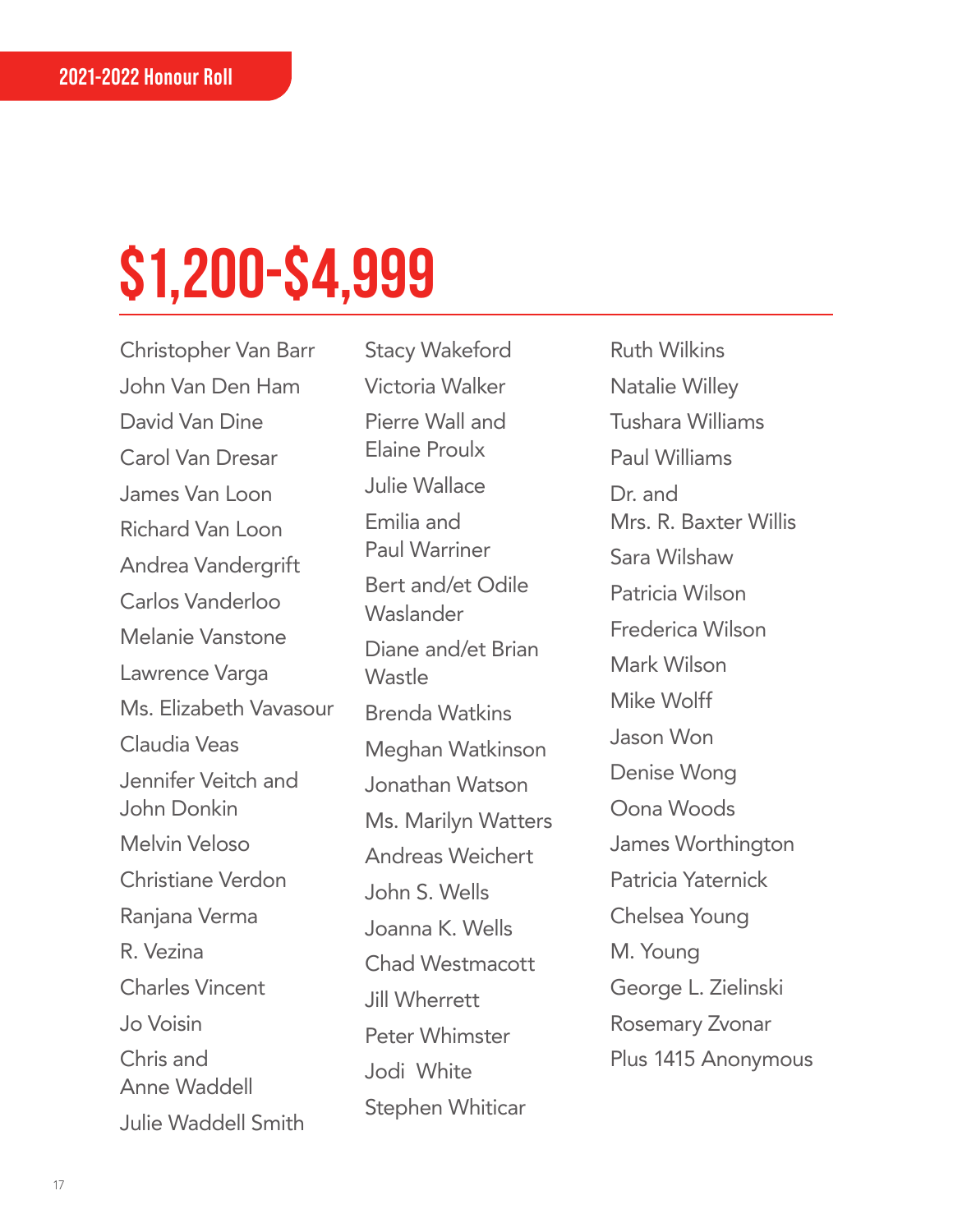2021-2022 Honour Roll

# $1,200-$4,999

Christopher Van Barr
John Van Den Ham
David Van Dine
Carol Van Dresar
James Van Loon
Richard Van Loon
Andrea Vandergrift
Carlos Vanderloo
Melanie Vanstone
Lawrence Varga
Ms. Elizabeth Vavasour
Claudia Veas
Jennifer Veitch and John Donkin
Melvin Veloso
Christiane Verdon
Ranjana Verma
R. Vezina
Charles Vincent
Jo Voisin
Chris and Anne Waddell
Julie Waddell Smith
Stacy Wakeford
Victoria Walker
Pierre Wall and Elaine Proulx
Julie Wallace
Emilia and Paul Warriner
Bert and/et Odile Waslander
Diane and/et Brian Wastle
Brenda Watkins
Meghan Watkinson
Jonathan Watson
Ms. Marilyn Watters
Andreas Weichert
John S. Wells
Joanna K. Wells
Chad Westmacott
Jill Wherrett
Peter Whimster
Jodi White
Stephen Whiticar
Ruth Wilkins
Natalie Willey
Tushara Williams
Paul Williams
Dr. and Mrs. R. Baxter Willis
Sara Wilshaw
Patricia Wilson
Frederica Wilson
Mark Wilson
Mike Wolff
Jason Won
Denise Wong
Oona Woods
James Worthington
Patricia Yaternick
Chelsea Young
M. Young
George L. Zielinski
Rosemary Zvonar
Plus 1415 Anonymous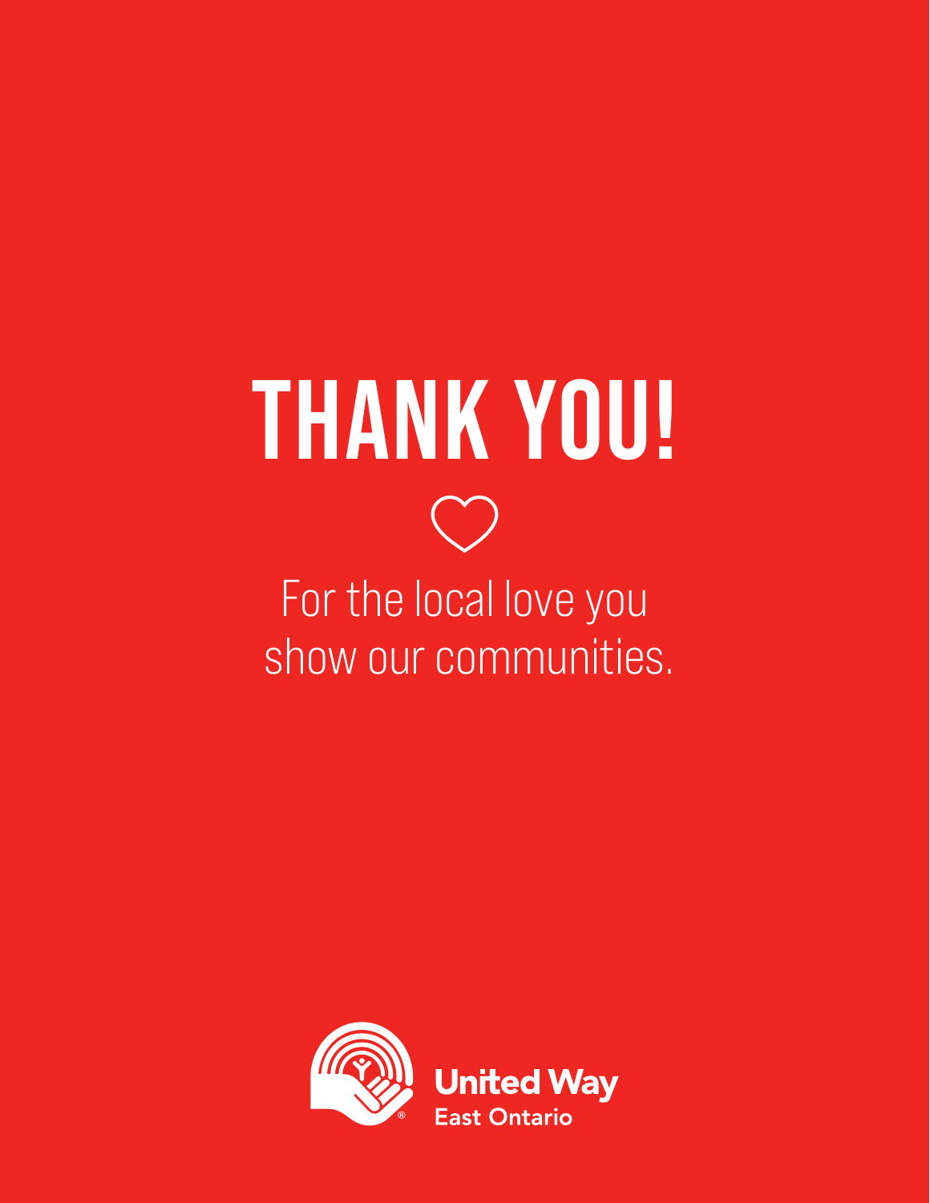# THANK YOU!

For the local love you show our communities.

United Way
East Ontario